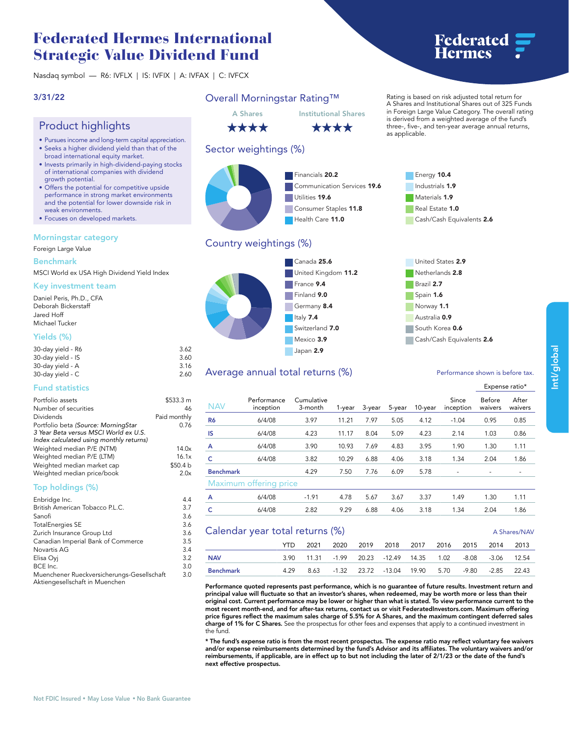# Federated Hermes International Strategic Value Dividend Fund

Nasdaq symbol — R6: IVFLX | IS: IVFIX | A: IVFAX | C: IVFCX

3/31/22

## Product highlights

- Pursues income and long-term capital appreciation.
- Seeks a higher dividend yield than that of the broad international equity market.
- Invests primarily in high-dividend-paying stocks of international companies with dividend growth potential.
- Offers the potential for competitive upside performance in strong market environments and the potential for lower downside risk in weak environments.
- Focuses on developed markets.

### Morningstar category

Foreign Large Value

### Benchmark

MSCI World ex USA High Dividend Yield Index

### Key investment team

Daniel Peris, Ph.D., CFA
Deborah Bickerstaff
Jared Hoff
Michael Tucker

### Yields (%)

| | |
|---|---|
| 30-day yield - R6 | 3.62 |
| 30-day yield - IS | 3.60 |
| 30-day yield - A | 3.16 |
| 30-day yield - C | 2.60 |

### Fund statistics

| | |
|---|---|
| Portfolio assets | $533.3 m |
| Number of securities | 46 |
| Dividends | Paid monthly |
| Portfolio beta *(Source: MorningStar 3 Year Beta versus MSCI World ex U.S. Index calculated using monthly returns)* | 0.76 |
| Weighted median P/E (NTM) | 14.0x |
| Weighted median P/E (LTM) | 16.1x |
| Weighted median market cap | $50.4 b |
| Weighted median price/book | 2.0x |

### Top holdings (%)

| | |
|---|---|
| Enbridge Inc. | 4.4 |
| British American Tobacco P.L.C. | 3.7 |
| Sanofi | 3.6 |
| TotalEnergies SE | 3.6 |
| Zurich Insurance Group Ltd | 3.6 |
| Canadian Imperial Bank of Commerce | 3.5 |
| Novartis AG | 3.4 |
| Elisa Oyj | 3.2 |
| BCE Inc. | 3.0 |
| Muenchener Rueckversicherungs-Gesellschaft Aktiengesellschaft in Muenchen | 3.0 |

## Overall Morningstar Rating™

A Shares: ★★★★ | Institutional Shares: ★★★★

Rating is based on risk adjusted total return for A Shares and Institutional Shares out of 325 Funds in Foreign Large Value Category. The overall rating is derived from a weighted average of the fund's three-, five-, and ten-year average annual returns, as applicable.

## Sector weightings (%)

| Sector | % |
|---|---|
| Financials | 20.2 |
| Communication Services | 19.6 |
| Utilities | 19.6 |
| Consumer Staples | 11.8 |
| Health Care | 11.0 |
| Energy | 10.4 |
| Industrials | 1.9 |
| Materials | 1.9 |
| Real Estate | 1.0 |
| Cash/Cash Equivalents | 2.6 |

## Country weightings (%)

| Country | % |
|---|---|
| Canada | 25.6 |
| United Kingdom | 11.2 |
| France | 9.4 |
| Finland | 9.0 |
| Germany | 8.4 |
| Italy | 7.4 |
| Switzerland | 7.0 |
| Mexico | 3.9 |
| Japan | 2.9 |
| United States | 2.9 |
| Netherlands | 2.8 |
| Brazil | 2.7 |
| Spain | 1.6 |
| Norway | 1.1 |
| Australia | 0.9 |
| South Korea | 0.6 |
| Cash/Cash Equivalents | 2.6 |

## Average annual total returns (%)

Performance shown is before tax.

| NAV | Performance inception | Cumulative 3-month | 1-year | 3-year | 5-year | 10-year | Since inception | Expense ratio* Before waivers | Expense ratio* After waivers |
|---|---|---|---|---|---|---|---|---|---|
| R6 | 6/4/08 | 3.97 | 11.21 | 7.97 | 5.05 | 4.12 | -1.04 | 0.95 | 0.85 |
| IS | 6/4/08 | 4.23 | 11.17 | 8.04 | 5.09 | 4.23 | 2.14 | 1.03 | 0.86 |
| A | 6/4/08 | 3.90 | 10.93 | 7.69 | 4.83 | 3.95 | 1.90 | 1.30 | 1.11 |
| C | 6/4/08 | 3.82 | 10.29 | 6.88 | 4.06 | 3.18 | 1.34 | 2.04 | 1.86 |
| Benchmark | | 4.29 | 7.50 | 7.76 | 6.09 | 5.78 | - | - | - |
| **Maximum offering price** | | | | | | | | | |
| A | 6/4/08 | -1.91 | 4.78 | 5.67 | 3.67 | 3.37 | 1.49 | 1.30 | 1.11 |
| C | 6/4/08 | 2.82 | 9.29 | 6.88 | 4.06 | 3.18 | 1.34 | 2.04 | 1.86 |

## Calendar year total returns (%)

A Shares/NAV

| | YTD | 2021 | 2020 | 2019 | 2018 | 2017 | 2016 | 2015 | 2014 | 2013 |
|---|---|---|---|---|---|---|---|---|---|---|
| NAV | 3.90 | 11.31 | -1.99 | 20.23 | -12.49 | 14.35 | 1.02 | -8.08 | -3.06 | 12.54 |
| Benchmark | 4.29 | 8.63 | -1.32 | 23.72 | -13.04 | 19.90 | 5.70 | -9.80 | -2.85 | 22.43 |

**Performance quoted represents past performance, which is no guarantee of future results. Investment return and principal value will fluctuate so that an investor's shares, when redeemed, may be worth more or less than their original cost. Current performance may be lower or higher than what is stated. To view performance current to the most recent month-end, and for after-tax returns, contact us or visit FederatedInvestors.com. Maximum offering price figures reflect the maximum sales charge of 5.5% for A Shares, and the maximum contingent deferred sales charge of 1% for C Shares.** See the prospectus for other fees and expenses that apply to a continued investment in the fund.

**\* The fund's expense ratio is from the most recent prospectus. The expense ratio may reflect voluntary fee waivers and/or expense reimbursements determined by the fund's Advisor and its affiliates. The voluntary waivers and/or reimbursements, if applicable, are in effect up to but not including the later of 2/1/23 or the date of the fund's next effective prospectus.**

Not FDIC Insured • May Lose Value • No Bank Guarantee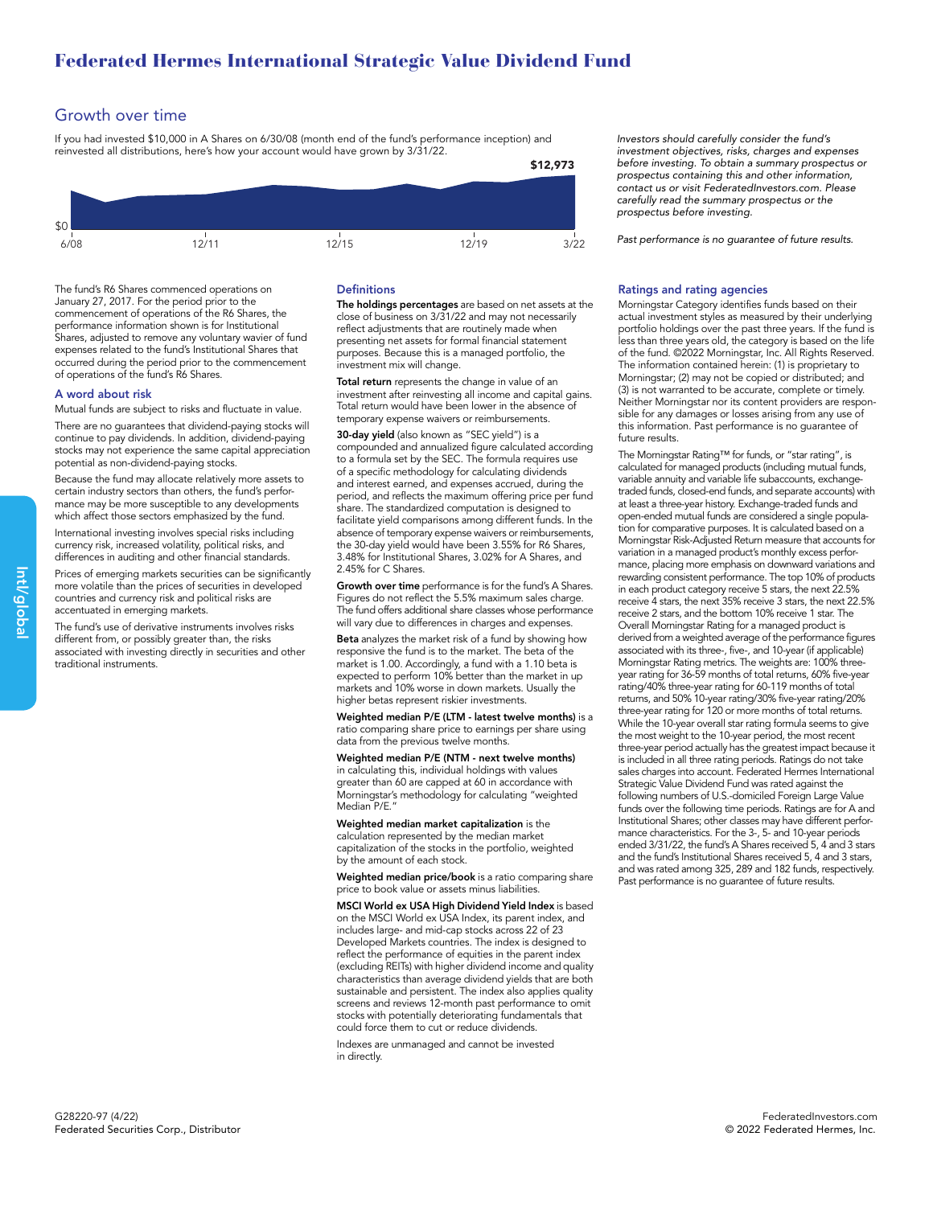# Federated Hermes International Strategic Value Dividend Fund

## Growth over time

If you had invested $10,000 in A Shares on 6/30/08 (month end of the fund's performance inception) and reinvested all distributions, here's how your account would have grown by 3/31/22.

$12,973

$0

6/08 12/11 12/15 12/19 3/22

*Investors should carefully consider the fund's investment objectives, risks, charges and expenses before investing. To obtain a summary prospectus or prospectus containing this and other information, contact us or visit FederatedInvestors.com. Please carefully read the summary prospectus or the prospectus before investing.*

*Past performance is no guarantee of future results.*

The fund's R6 Shares commenced operations on January 27, 2017. For the period prior to the commencement of operations of the R6 Shares, the performance information shown is for Institutional Shares, adjusted to remove any voluntary waiver of fund expenses related to the fund's Institutional Shares that occurred during the period prior to the commencement of operations of the fund's R6 Shares.

### A word about risk

Mutual funds are subject to risks and fluctuate in value.

There are no guarantees that dividend-paying stocks will continue to pay dividends. In addition, dividend-paying stocks may not experience the same capital appreciation potential as non-dividend-paying stocks.

Because the fund may allocate relatively more assets to certain industry sectors than others, the fund's performance may be more susceptible to any developments which affect those sectors emphasized by the fund.

International investing involves special risks including currency risk, increased volatility, political risks, and differences in auditing and other financial standards.

Prices of emerging markets securities can be significantly more volatile than the prices of securities in developed countries and currency risk and political risks are accentuated in emerging markets.

The fund's use of derivative instruments involves risks different from, or possibly greater than, the risks associated with investing directly in securities and other traditional instruments.

### Definitions

**The holdings percentages** are based on net assets at the close of business on 3/31/22 and may not necessarily reflect adjustments that are routinely made when presenting net assets for formal financial statement purposes. Because this is a managed portfolio, the investment mix will change.

**Total return** represents the change in value of an investment after reinvesting all income and capital gains. Total return would have been lower in the absence of temporary expense waivers or reimbursements.

**30-day yield** (also known as "SEC yield") is a compounded and annualized figure calculated according to a formula set by the SEC. The formula requires use of a specific methodology for calculating dividends and interest earned, and expenses accrued, during the period, and reflects the maximum offering price per fund share. The standardized computation is designed to facilitate yield comparisons among different funds. In the absence of temporary expense waivers or reimbursements, the 30-day yield would have been 3.55% for R6 Shares, 3.48% for Institutional Shares, 3.02% for A Shares, and 2.45% for C Shares.

**Growth over time** performance is for the fund's A Shares. Figures do not reflect the 5.5% maximum sales charge. The fund offers additional share classes whose performance will vary due to differences in charges and expenses.

**Beta** analyzes the market risk of a fund by showing how responsive the fund is to the market. The beta of the market is 1.00. Accordingly, a fund with a 1.10 beta is expected to perform 10% better than the market in up markets and 10% worse in down markets. Usually the higher betas represent riskier investments.

**Weighted median P/E (LTM - latest twelve months)** is a ratio comparing share price to earnings per share using data from the previous twelve months.

**Weighted median P/E (NTM - next twelve months)** in calculating this, individual holdings with values greater than 60 are capped at 60 in accordance with Morningstar's methodology for calculating "weighted Median P/E."

**Weighted median market capitalization** is the calculation represented by the median market capitalization of the stocks in the portfolio, weighted by the amount of each stock.

**Weighted median price/book** is a ratio comparing share price to book value or assets minus liabilities.

**MSCI World ex USA High Dividend Yield Index** is based on the MSCI World ex USA Index, its parent index, and includes large- and mid-cap stocks across 22 of 23 Developed Markets countries. The index is designed to reflect the performance of equities in the parent index (excluding REITs) with higher dividend income and quality characteristics than average dividend yields that are both sustainable and persistent. The index also applies quality screens and reviews 12-month past performance to omit stocks with potentially deteriorating fundamentals that could force them to cut or reduce dividends.

Indexes are unmanaged and cannot be invested in directly.

### Ratings and rating agencies

Morningstar Category identifies funds based on their actual investment styles as measured by their underlying portfolio holdings over the past three years. If the fund is less than three years old, the category is based on the life of the fund. ©2022 Morningstar, Inc. All Rights Reserved. The information contained herein: (1) is proprietary to Morningstar; (2) may not be copied or distributed; and (3) is not warranted to be accurate, complete or timely. Neither Morningstar nor its content providers are responsible for any damages or losses arising from any use of this information. Past performance is no guarantee of future results.

The Morningstar Rating™ for funds, or "star rating", is calculated for managed products (including mutual funds, variable annuity and variable life subaccounts, exchange-traded funds, closed-end funds, and separate accounts) with at least a three-year history. Exchange-traded funds and open-ended mutual funds are considered a single population for comparative purposes. It is calculated based on a Morningstar Risk-Adjusted Return measure that accounts for variation in a managed product's monthly excess performance, placing more emphasis on downward variations and rewarding consistent performance. The top 10% of products in each product category receive 5 stars, the next 22.5% receive 4 stars, the next 35% receive 3 stars, the next 22.5% receive 2 stars, and the bottom 10% receive 1 star. The Overall Morningstar Rating for a managed product is derived from a weighted average of the performance figures associated with its three-, five-, and 10-year (if applicable) Morningstar Rating metrics. The weights are: 100% three-year rating for 36-59 months of total returns, 60% five-year rating/40% three-year rating for 60-119 months of total returns, and 50% 10-year rating/30% five-year rating/20% three-year rating for 120 or more months of total returns. While the 10-year overall star rating formula seems to give the most weight to the 10-year period, the most recent three-year period actually has the greatest impact because it is included in all three rating periods. Ratings do not take sales charges into account. Federated Hermes International Strategic Value Dividend Fund was rated against the following numbers of U.S.-domiciled Foreign Large Value funds over the following time periods. Ratings are for A and Institutional Shares; other classes may have different performance characteristics. For the 3-, 5- and 10-year periods ended 3/31/22, the fund's A Shares received 5, 4 and 3 stars and the fund's Institutional Shares received 5, 4 and 3 stars, and was rated among 325, 289 and 182 funds, respectively. Past performance is no guarantee of future results.

Intl/global

G28220-97 (4/22)
Federated Securities Corp., Distributor

FederatedInvestors.com
© 2022 Federated Hermes, Inc.